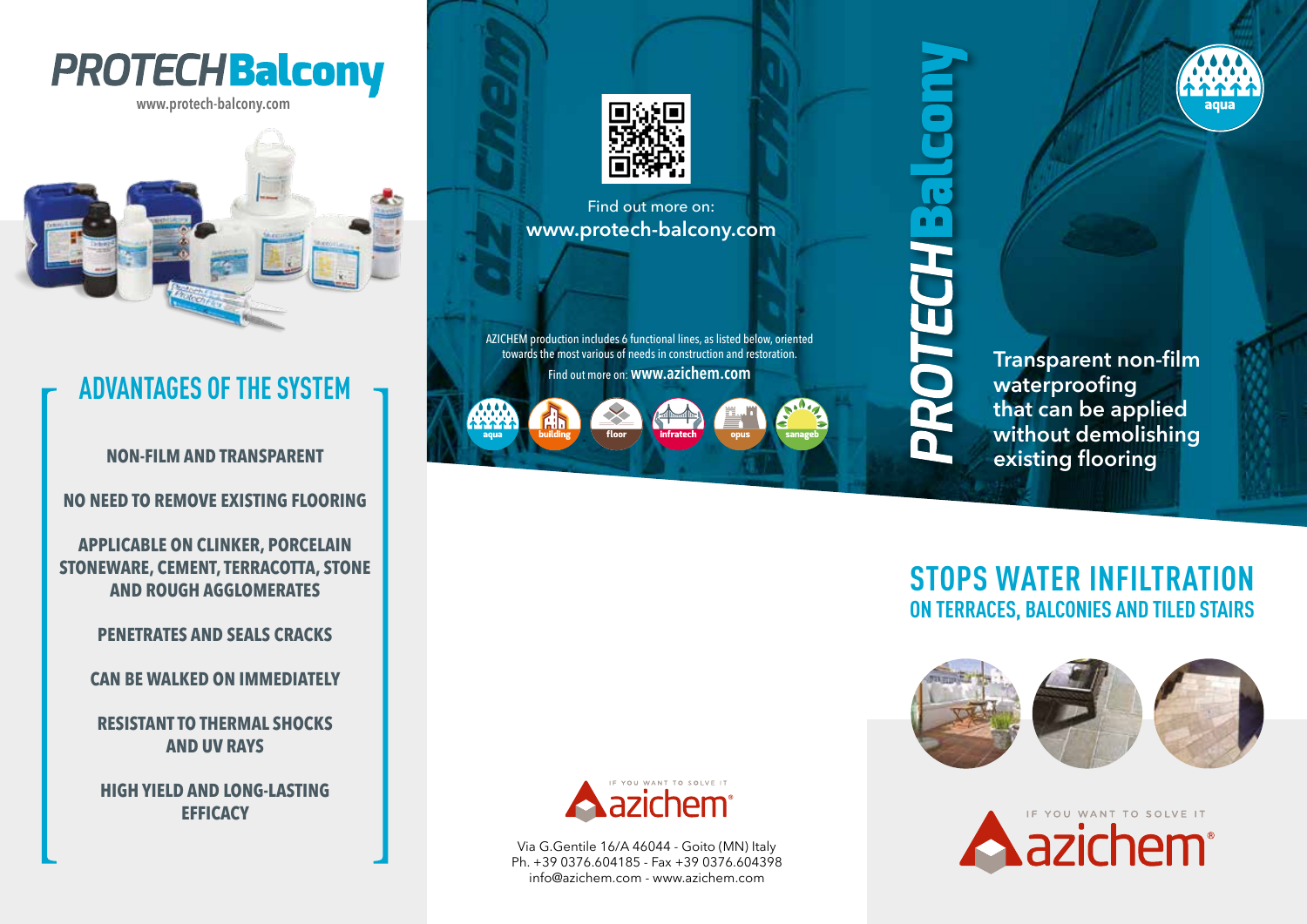# PROTECH Balcony

www.protech-balcony.com

## ADVANTAGES OF THE SYSTEM

- NON-FILM AND TRANSPARENT
- NO NEED TO REMOVE EXISTING FLOORING
- APPLICABLE ON CLINKER, PORCELAIN STONEWARE, CEMENT, TERRACOTTA, STONE AND ROUGH AGGLOMERATES
- PENETRATES AND SEALS CRACKS
- CAN BE WALKED ON IMMEDIATELY
- RESISTANT TO THERMAL SHOCKS AND UV RAYS
- HIGH YIELD AND LONG-LASTING EFFICACY

Find out more on:
**www.protech-balcony.com**

AZICHEM production includes 6 functional lines, as listed below, oriented towards the most various of needs in construction and restoration.

Find out more on: **www.azichem.com**

aqua · building · floor · infratech · opus · sanageb

IF YOU WANT TO SOLVE IT
azichem®

Via G.Gentile 16/A 46044 - Goito (MN) Italy
Ph. +39 0376.604185 - Fax +39 0376.604398
info@azichem.com - www.azichem.com

# PROTECH Balcony

aqua

Transparent non-film waterproofing that can be applied without demolishing existing flooring

## STOPS WATER INFILTRATION
### ON TERRACES, BALCONIES AND TILED STAIRS

IF YOU WANT TO SOLVE IT
azichem®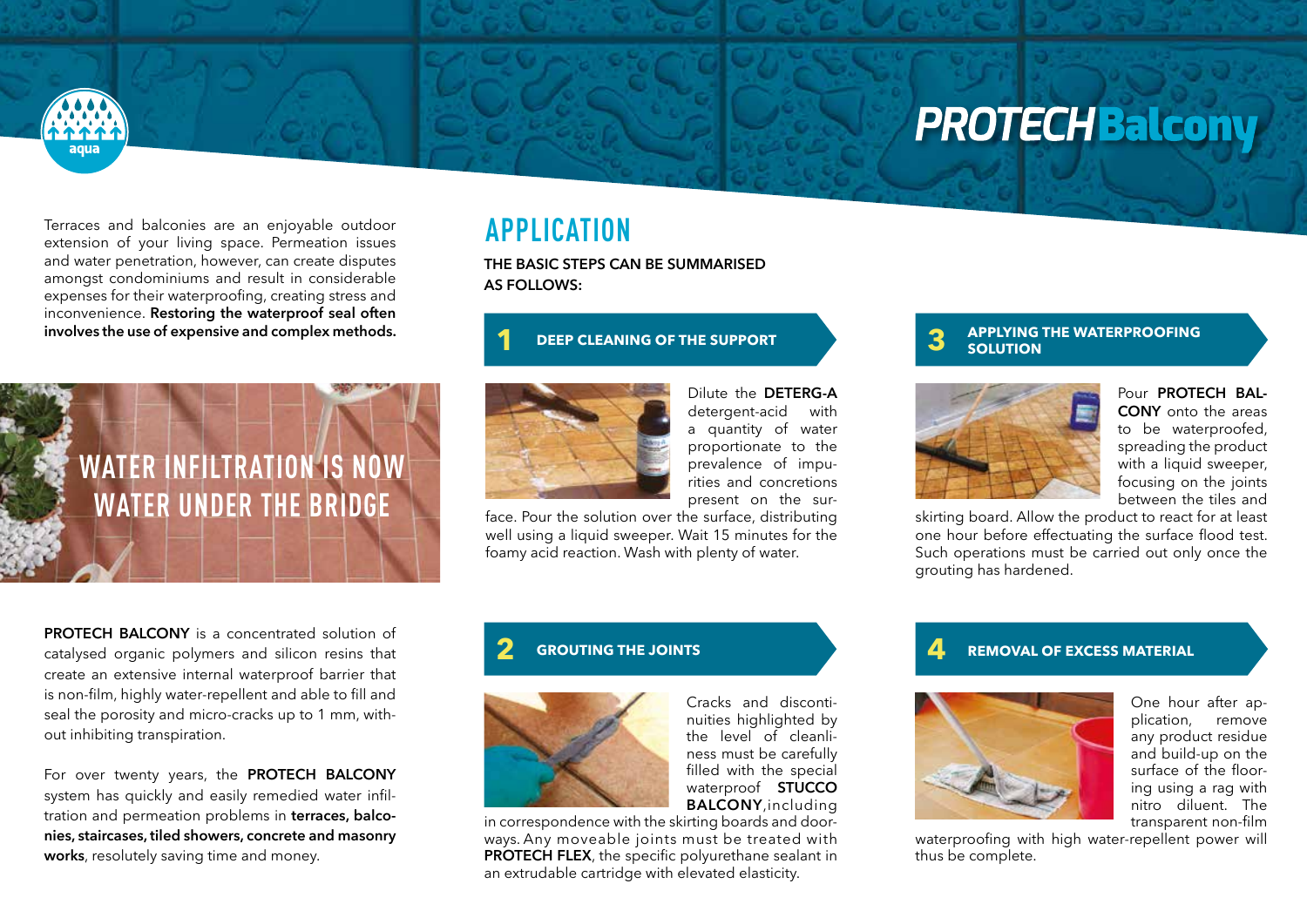# PROTECH Balcony

aqua

Terraces and balconies are an enjoyable outdoor extension of your living space. Permeation issues and water penetration, however, can create disputes amongst condominiums and result in considerable expenses for their waterproofing, creating stress and inconvenience. **Restoring the waterproof seal often involves the use of expensive and complex methods.**

## WATER INFILTRATION IS NOW WATER UNDER THE BRIDGE

**PROTECH BALCONY** is a concentrated solution of catalysed organic polymers and silicon resins that create an extensive internal waterproof barrier that is non-film, highly water-repellent and able to fill and seal the porosity and micro-cracks up to 1 mm, without inhibiting transpiration.

For over twenty years, the **PROTECH BALCONY** system has quickly and easily remedied water infiltration and permeation problems in **terraces, balconies, staircases, tiled showers, concrete and masonry works**, resolutely saving time and money.

## APPLICATION

**THE BASIC STEPS CAN BE SUMMARISED AS FOLLOWS:**

### 1 DEEP CLEANING OF THE SUPPORT

Dilute the **DETERG-A** detergent-acid with a quantity of water proportionate to the prevalence of impurities and concretions present on the surface. Pour the solution over the surface, distributing well using a liquid sweeper. Wait 15 minutes for the foamy acid reaction. Wash with plenty of water.

### 2 GROUTING THE JOINTS

Cracks and discontinuities highlighted by the level of cleanliness must be carefully filled with the special waterproof **STUCCO BALCONY**, including in correspondence with the skirting boards and doorways. Any moveable joints must be treated with **PROTECH FLEX**, the specific polyurethane sealant in an extrudable cartridge with elevated elasticity.

### 3 APPLYING THE WATERPROOFING SOLUTION

Pour **PROTECH BALCONY** onto the areas to be waterproofed, spreading the product with a liquid sweeper, focusing on the joints between the tiles and skirting board. Allow the product to react for at least one hour before effectuating the surface flood test. Such operations must be carried out only once the grouting has hardened.

### 4 REMOVAL OF EXCESS MATERIAL

One hour after application, remove any product residue and build-up on the surface of the flooring using a rag with nitro diluent. The transparent non-film waterproofing with high water-repellent power will thus be complete.